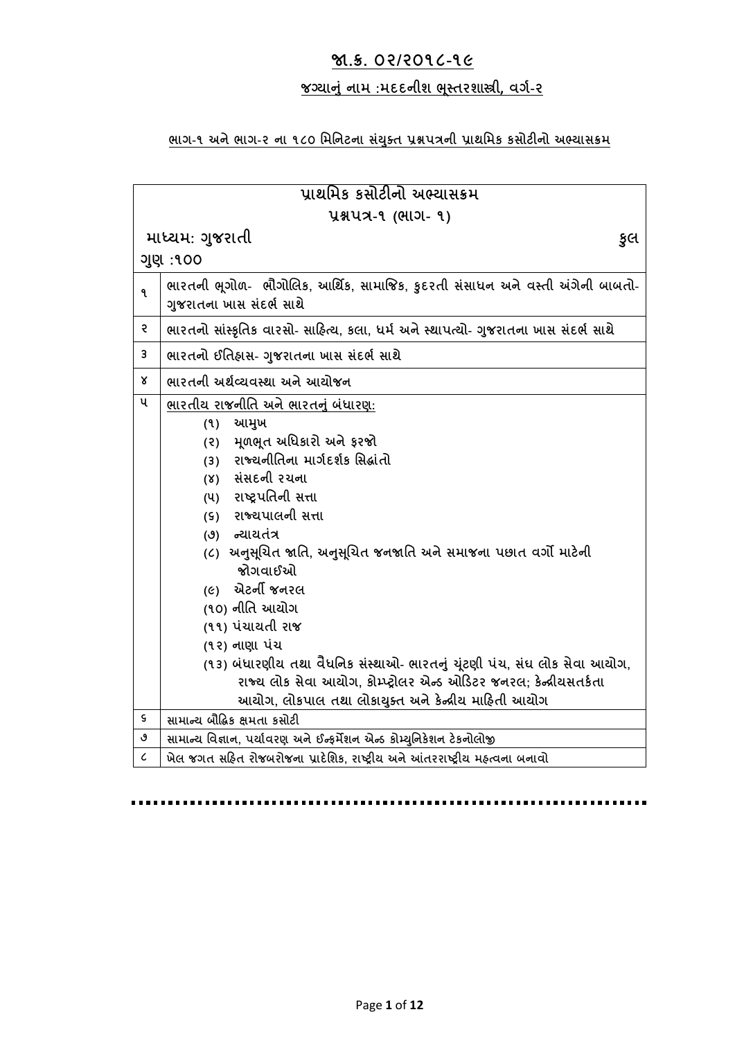## જા.ક્ર. ૦૨/૨૦૧૮-૧૯

### જગ્યાનું નામ :મદદનીશ ભૂસ્તરશાસ્ત્રી, વર્ગ-૨

**ભાગ-૧ અને ભાગ-૨ ના ૧૮૦ મિનિટના સંયુક્ત પ્રશ્નપત્રની પ્રાથમિક કસોટીનો અભ્યાસક્રમ**

| પ્રાથમિક કસોટીનો અભ્યાસક્રમ<br>પ્રશ્નપત્ર-૧ (ભાગ- ૧)<br>માધ્યમ: ગુજરાતી કુલ ગુણ :૧૦૦ | |
|---|---|
| ૧ | ભારતની ભૂગોળ- ભૌગોલિક, આર્થિક, સામાજિક, કુદરતી સંસાધન અને વસ્તી અંગેની બાબતો- ગુજરાતના ખાસ સંદર્ભ સાથે |
| ૨ | ભારતનો સાંસ્કૃતિક વારસો- સાહિત્ય, કલા, ધર્મ અને સ્થાપત્યો- ગુજરાતના ખાસ સંદર્ભ સાથે |
| ૩ | ભારતનો ઈતિહાસ- ગુજરાતના ખાસ સંદર્ભ સાથે |
| ૪ | ભારતની અર્થવ્યવસ્થા અને આયોજન |
| ૫ | ભારતીય રાજનીતિ અને ભારતનું બંધારણ:<br>(૧) આમુખ<br>(૨) મૂળભૂત અધિકારો અને ફરજો<br>(૩) રાજ્યનીતિના માર્ગદર્શક સિદ્ધાંતો<br>(૪) સંસદની રચના<br>(૫) રાષ્ટ્રપતિની સત્તા<br>(૬) રાજ્યપાલની સત્તા<br>(૭) ન્યાયતંત્ર<br>(૮) અનુસૂચિત જાતિ, અનુસૂચિત જનજાતિ અને સમાજના પછાત વર્ગો માટેની જોગવાઈઓ<br>(૯) એટર્ની જનરલ<br>(૧૦) નીતિ આયોગ<br>(૧૧) પંચાયતી રાજ<br>(૧૨) નાણા પંચ<br>(૧૩) બંધારણીય તથા વૈધનિક સંસ્થાઓ- ભારતનું ચૂંટણી પંચ, સંઘ લોક સેવા આયોગ, રાજ્ય લોક સેવા આયોગ, કોમ્પ્ટ્રોલર એન્ડ ઓડિટર જનરલ; કેન્દ્રીયસતર્કતા આયોગ, લોકપાલ તથા લોકાયુક્ત અને કેન્દ્રીય માહિતી આયોગ |
| ૬ | સામાન્ય બૌદ્ધિક ક્ષમતા કસોટી |
| ૭ | સામાન્ય વિજ્ઞાન, પર્યાવરણ અને ઈન્ફર્મેશન એન્ડ કોમ્યુનિકેશન ટેકનોલોજી |
| ૮ | ખેલ જગત સહિત રોજબરોજના પ્રાદેશિક, રાષ્ટ્રીય અને આંતરરાષ્ટ્રીય મહત્વના બનાવો |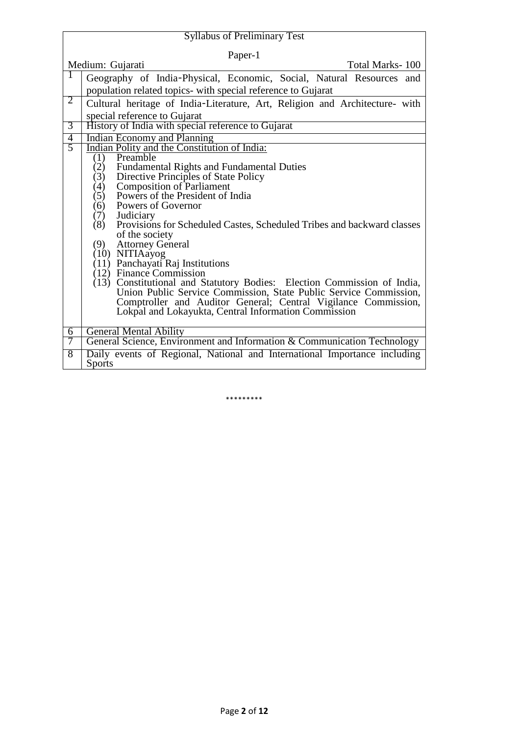| Syllabus of Preliminary Test | |
|---|---|
| Paper-1 | |
| Medium: Gujarati | Total Marks- 100 |
| 1 | Geography of India-Physical, Economic, Social, Natural Resources and population related topics- with special reference to Gujarat |
| 2 | Cultural heritage of India-Literature, Art, Religion and Architecture- with special reference to Gujarat |
| 3 | History of India with special reference to Gujarat |
| 4 | Indian Economy and Planning |
| 5 | Indian Polity and the Constitution of India:<br>(1) Preamble<br>(2) Fundamental Rights and Fundamental Duties<br>(3) Directive Principles of State Policy<br>(4) Composition of Parliament<br>(5) Powers of the President of India<br>(6) Powers of Governor<br>(7) Judiciary<br>(8) Provisions for Scheduled Castes, Scheduled Tribes and backward classes of the society<br>(9) Attorney General<br>(10) NITIAayog<br>(11) Panchayati Raj Institutions<br>(12) Finance Commission<br>(13) Constitutional and Statutory Bodies: Election Commission of India, Union Public Service Commission, State Public Service Commission, Comptroller and Auditor General; Central Vigilance Commission, Lokpal and Lokayukta, Central Information Commission |
| 6 | General Mental Ability |
| 7 | General Science, Environment and Information & Communication Technology |
| 8 | Daily events of Regional, National and International Importance including Sports |

*********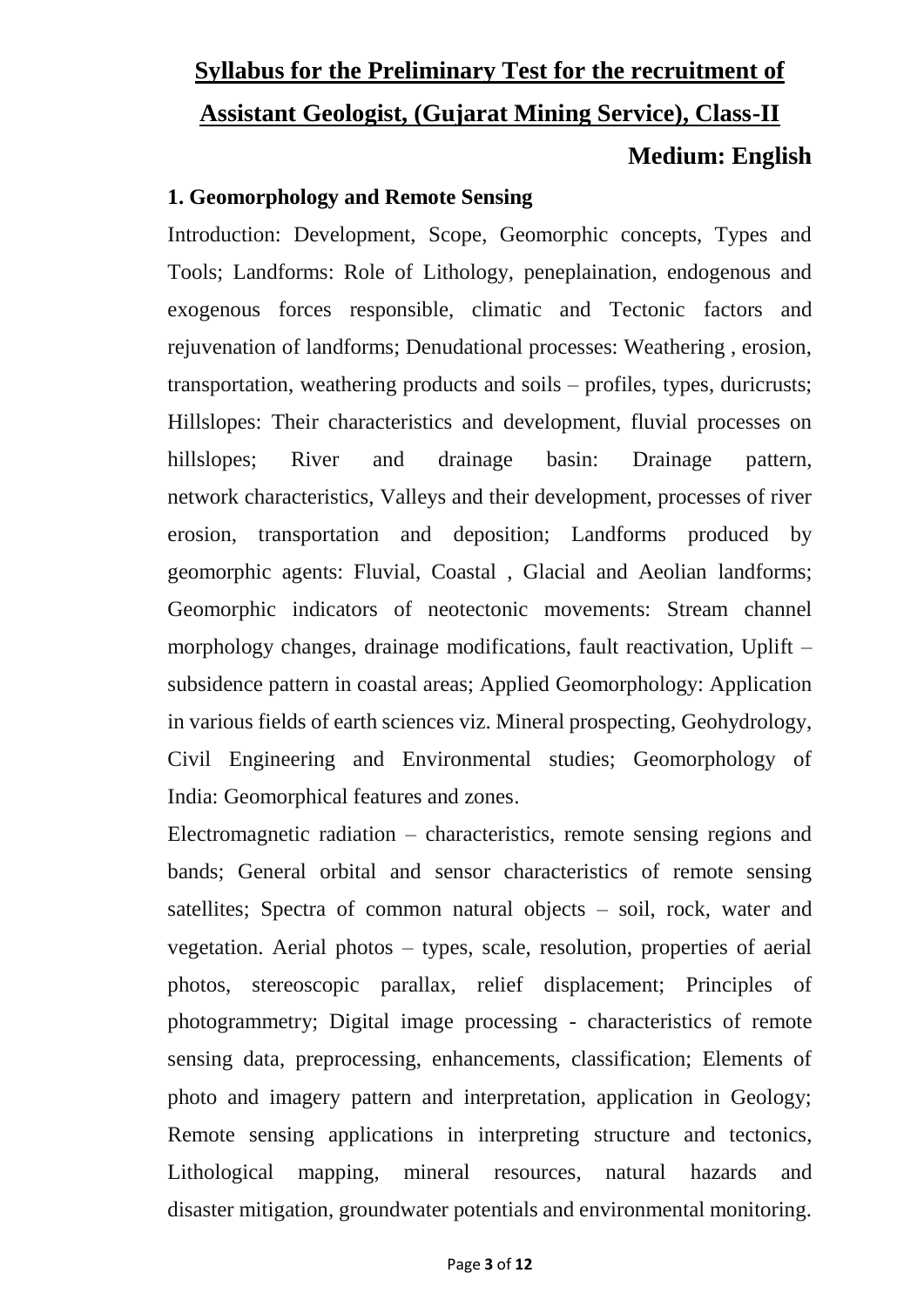# Syllabus for the Preliminary Test for the recruitment of Assistant Geologist, (Gujarat Mining Service), Class-II

**Medium: English**

## 1. Geomorphology and Remote Sensing

Introduction: Development, Scope, Geomorphic concepts, Types and Tools; Landforms: Role of Lithology, peneplaination, endogenous and exogenous forces responsible, climatic and Tectonic factors and rejuvenation of landforms; Denudational processes: Weathering , erosion, transportation, weathering products and soils – profiles, types, duricrusts; Hillslopes: Their characteristics and development, fluvial processes on hillslopes; River and drainage basin: Drainage pattern, network characteristics, Valleys and their development, processes of river erosion, transportation and deposition; Landforms produced by geomorphic agents: Fluvial, Coastal , Glacial and Aeolian landforms; Geomorphic indicators of neotectonic movements: Stream channel morphology changes, drainage modifications, fault reactivation, Uplift – subsidence pattern in coastal areas; Applied Geomorphology: Application in various fields of earth sciences viz. Mineral prospecting, Geohydrology, Civil Engineering and Environmental studies; Geomorphology of India: Geomorphical features and zones.

Electromagnetic radiation – characteristics, remote sensing regions and bands; General orbital and sensor characteristics of remote sensing satellites; Spectra of common natural objects – soil, rock, water and vegetation. Aerial photos – types, scale, resolution, properties of aerial photos, stereoscopic parallax, relief displacement; Principles of photogrammetry; Digital image processing - characteristics of remote sensing data, preprocessing, enhancements, classification; Elements of photo and imagery pattern and interpretation, application in Geology; Remote sensing applications in interpreting structure and tectonics, Lithological mapping, mineral resources, natural hazards and disaster mitigation, groundwater potentials and environmental monitoring.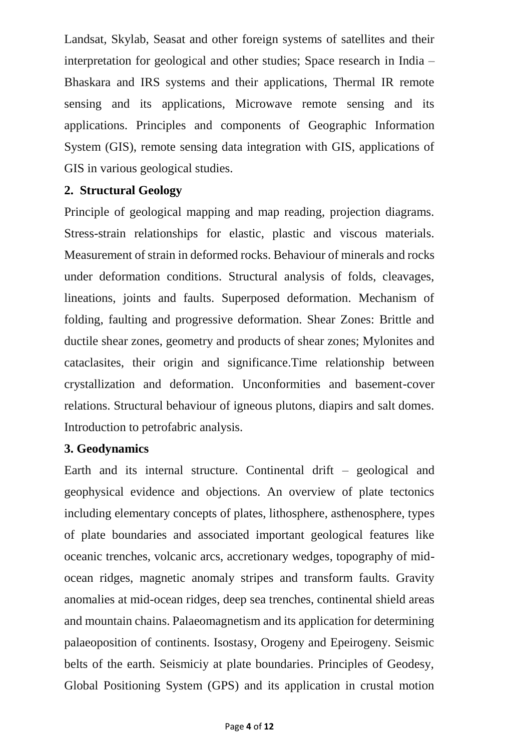Landsat, Skylab, Seasat and other foreign systems of satellites and their interpretation for geological and other studies; Space research in India – Bhaskara and IRS systems and their applications, Thermal IR remote sensing and its applications, Microwave remote sensing and its applications. Principles and components of Geographic Information System (GIS), remote sensing data integration with GIS, applications of GIS in various geological studies.

**2. Structural Geology**

Principle of geological mapping and map reading, projection diagrams. Stress-strain relationships for elastic, plastic and viscous materials. Measurement of strain in deformed rocks. Behaviour of minerals and rocks under deformation conditions. Structural analysis of folds, cleavages, lineations, joints and faults. Superposed deformation. Mechanism of folding, faulting and progressive deformation. Shear Zones: Brittle and ductile shear zones, geometry and products of shear zones; Mylonites and cataclasites, their origin and significance.Time relationship between crystallization and deformation. Unconformities and basement-cover relations. Structural behaviour of igneous plutons, diapirs and salt domes. Introduction to petrofabric analysis.

**3. Geodynamics**

Earth and its internal structure. Continental drift – geological and geophysical evidence and objections. An overview of plate tectonics including elementary concepts of plates, lithosphere, asthenosphere, types of plate boundaries and associated important geological features like oceanic trenches, volcanic arcs, accretionary wedges, topography of mid-ocean ridges, magnetic anomaly stripes and transform faults. Gravity anomalies at mid-ocean ridges, deep sea trenches, continental shield areas and mountain chains. Palaeomagnetism and its application for determining palaeoposition of continents. Isostasy, Orogeny and Epeirogeny. Seismic belts of the earth. Seismiciy at plate boundaries. Principles of Geodesy, Global Positioning System (GPS) and its application in crustal motion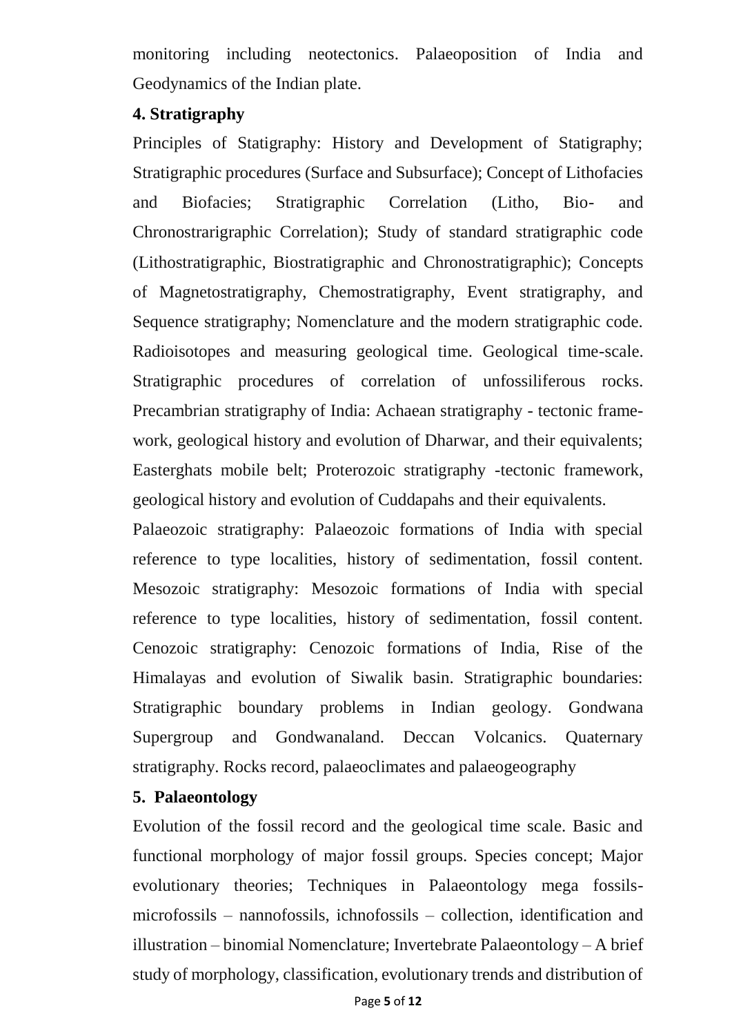monitoring including neotectonics. Palaeoposition of India and Geodynamics of the Indian plate.

### 4. Stratigraphy

Principles of Statigraphy: History and Development of Statigraphy; Stratigraphic procedures (Surface and Subsurface); Concept of Lithofacies and Biofacies; Stratigraphic Correlation (Litho, Bio- and Chronostrarigraphic Correlation); Study of standard stratigraphic code (Lithostratigraphic, Biostratigraphic and Chronostratigraphic); Concepts of Magnetostratigraphy, Chemostratigraphy, Event stratigraphy, and Sequence stratigraphy; Nomenclature and the modern stratigraphic code. Radioisotopes and measuring geological time. Geological time-scale. Stratigraphic procedures of correlation of unfossiliferous rocks. Precambrian stratigraphy of India: Achaean stratigraphy - tectonic frame-work, geological history and evolution of Dharwar, and their equivalents; Easterghats mobile belt; Proterozoic stratigraphy -tectonic framework, geological history and evolution of Cuddapahs and their equivalents.

Palaeozoic stratigraphy: Palaeozoic formations of India with special reference to type localities, history of sedimentation, fossil content. Mesozoic stratigraphy: Mesozoic formations of India with special reference to type localities, history of sedimentation, fossil content. Cenozoic stratigraphy: Cenozoic formations of India, Rise of the Himalayas and evolution of Siwalik basin. Stratigraphic boundaries: Stratigraphic boundary problems in Indian geology. Gondwana Supergroup and Gondwanaland. Deccan Volcanics. Quaternary stratigraphy. Rocks record, palaeoclimates and palaeogeography

### 5. Palaeontology

Evolution of the fossil record and the geological time scale. Basic and functional morphology of major fossil groups. Species concept; Major evolutionary theories; Techniques in Palaeontology mega fossils-microfossils – nannofossils, ichnofossils – collection, identification and illustration – binomial Nomenclature; Invertebrate Palaeontology – A brief study of morphology, classification, evolutionary trends and distribution of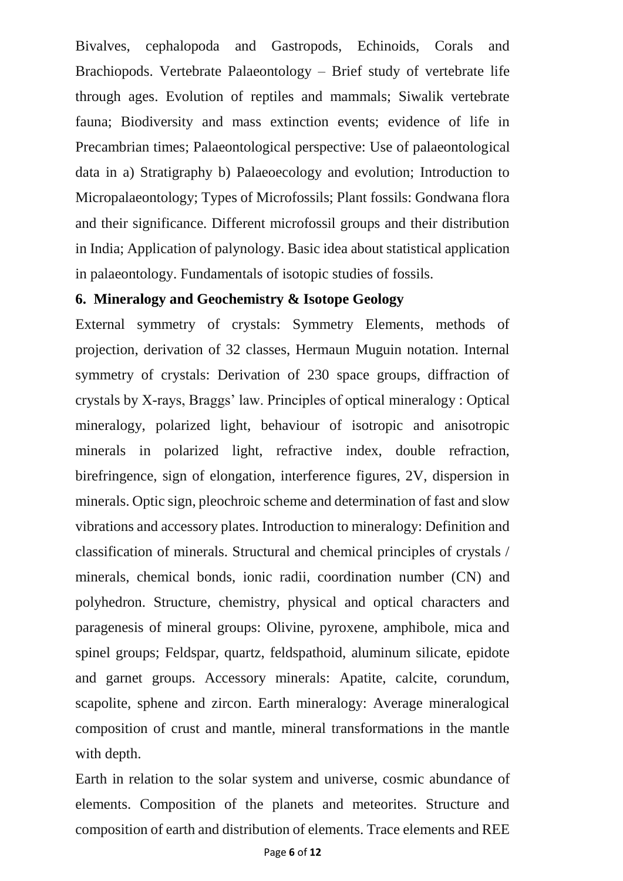Bivalves, cephalopoda and Gastropods, Echinoids, Corals and Brachiopods. Vertebrate Palaeontology – Brief study of vertebrate life through ages. Evolution of reptiles and mammals; Siwalik vertebrate fauna; Biodiversity and mass extinction events; evidence of life in Precambrian times; Palaeontological perspective: Use of palaeontological data in a) Stratigraphy b) Palaeoecology and evolution; Introduction to Micropalaeontology; Types of Microfossils; Plant fossils: Gondwana flora and their significance. Different microfossil groups and their distribution in India; Application of palynology. Basic idea about statistical application in palaeontology. Fundamentals of isotopic studies of fossils.

**6. Mineralogy and Geochemistry & Isotope Geology**

External symmetry of crystals: Symmetry Elements, methods of projection, derivation of 32 classes, Hermaun Muguin notation. Internal symmetry of crystals: Derivation of 230 space groups, diffraction of crystals by X-rays, Braggs' law. Principles of optical mineralogy : Optical mineralogy, polarized light, behaviour of isotropic and anisotropic minerals in polarized light, refractive index, double refraction, birefringence, sign of elongation, interference figures, 2V, dispersion in minerals. Optic sign, pleochroic scheme and determination of fast and slow vibrations and accessory plates. Introduction to mineralogy: Definition and classification of minerals. Structural and chemical principles of crystals / minerals, chemical bonds, ionic radii, coordination number (CN) and polyhedron. Structure, chemistry, physical and optical characters and paragenesis of mineral groups: Olivine, pyroxene, amphibole, mica and spinel groups; Feldspar, quartz, feldspathoid, aluminum silicate, epidote and garnet groups. Accessory minerals: Apatite, calcite, corundum, scapolite, sphene and zircon. Earth mineralogy: Average mineralogical composition of crust and mantle, mineral transformations in the mantle with depth.

Earth in relation to the solar system and universe, cosmic abundance of elements. Composition of the planets and meteorites. Structure and composition of earth and distribution of elements. Trace elements and REE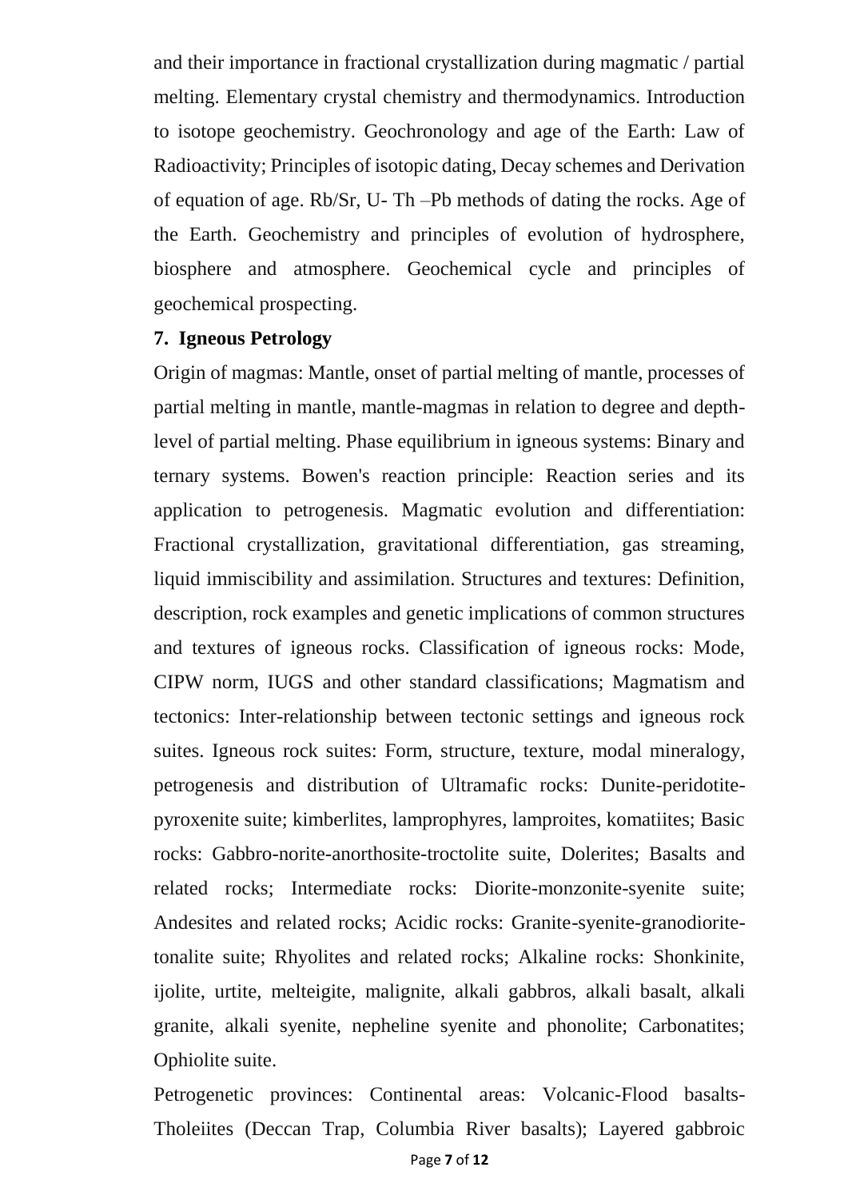and their importance in fractional crystallization during magmatic / partial melting. Elementary crystal chemistry and thermodynamics. Introduction to isotope geochemistry. Geochronology and age of the Earth: Law of Radioactivity; Principles of isotopic dating, Decay schemes and Derivation of equation of age. Rb/Sr, U- Th –Pb methods of dating the rocks. Age of the Earth. Geochemistry and principles of evolution of hydrosphere, biosphere and atmosphere. Geochemical cycle and principles of geochemical prospecting.

### 7. Igneous Petrology

Origin of magmas: Mantle, onset of partial melting of mantle, processes of partial melting in mantle, mantle-magmas in relation to degree and depth-level of partial melting. Phase equilibrium in igneous systems: Binary and ternary systems. Bowen's reaction principle: Reaction series and its application to petrogenesis. Magmatic evolution and differentiation: Fractional crystallization, gravitational differentiation, gas streaming, liquid immiscibility and assimilation. Structures and textures: Definition, description, rock examples and genetic implications of common structures and textures of igneous rocks. Classification of igneous rocks: Mode, CIPW norm, IUGS and other standard classifications; Magmatism and tectonics: Inter-relationship between tectonic settings and igneous rock suites. Igneous rock suites: Form, structure, texture, modal mineralogy, petrogenesis and distribution of Ultramafic rocks: Dunite-peridotite-pyroxenite suite; kimberlites, lamprophyres, lamproites, komatiites; Basic rocks: Gabbro-norite-anorthosite-troctolite suite, Dolerites; Basalts and related rocks; Intermediate rocks: Diorite-monzonite-syenite suite; Andesites and related rocks; Acidic rocks: Granite-syenite-granodiorite-tonalite suite; Rhyolites and related rocks; Alkaline rocks: Shonkinite, ijolite, urtite, melteigite, malignite, alkali gabbros, alkali basalt, alkali granite, alkali syenite, nepheline syenite and phonolite; Carbonatites; Ophiolite suite.

Petrogenetic provinces: Continental areas: Volcanic-Flood basalts-Tholeiites (Deccan Trap, Columbia River basalts); Layered gabbroic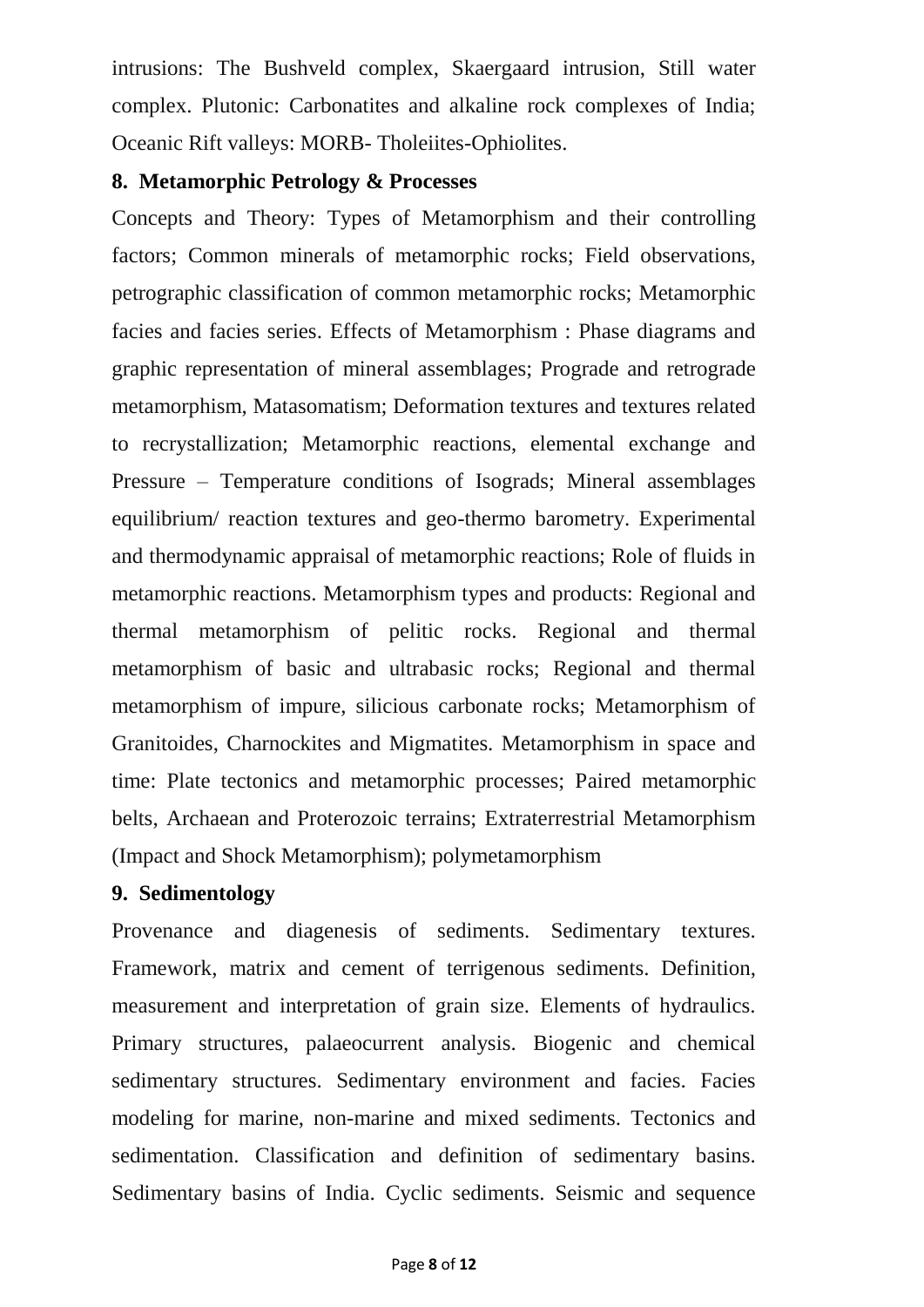intrusions: The Bushveld complex, Skaergaard intrusion, Still water complex. Plutonic: Carbonatites and alkaline rock complexes of India; Oceanic Rift valleys: MORB- Tholeiites-Ophiolites.

**8. Metamorphic Petrology & Processes**

Concepts and Theory: Types of Metamorphism and their controlling factors; Common minerals of metamorphic rocks; Field observations, petrographic classification of common metamorphic rocks; Metamorphic facies and facies series. Effects of Metamorphism : Phase diagrams and graphic representation of mineral assemblages; Prograde and retrograde metamorphism, Matasomatism; Deformation textures and textures related to recrystallization; Metamorphic reactions, elemental exchange and Pressure – Temperature conditions of Isograds; Mineral assemblages equilibrium/ reaction textures and geo-thermo barometry. Experimental and thermodynamic appraisal of metamorphic reactions; Role of fluids in metamorphic reactions. Metamorphism types and products: Regional and thermal metamorphism of pelitic rocks. Regional and thermal metamorphism of basic and ultrabasic rocks; Regional and thermal metamorphism of impure, silicious carbonate rocks; Metamorphism of Granitoides, Charnockites and Migmatites. Metamorphism in space and time: Plate tectonics and metamorphic processes; Paired metamorphic belts, Archaean and Proterozoic terrains; Extraterrestrial Metamorphism (Impact and Shock Metamorphism); polymetamorphism

**9. Sedimentology**

Provenance and diagenesis of sediments. Sedimentary textures. Framework, matrix and cement of terrigenous sediments. Definition, measurement and interpretation of grain size. Elements of hydraulics. Primary structures, palaeocurrent analysis. Biogenic and chemical sedimentary structures. Sedimentary environment and facies. Facies modeling for marine, non-marine and mixed sediments. Tectonics and sedimentation. Classification and definition of sedimentary basins. Sedimentary basins of India. Cyclic sediments. Seismic and sequence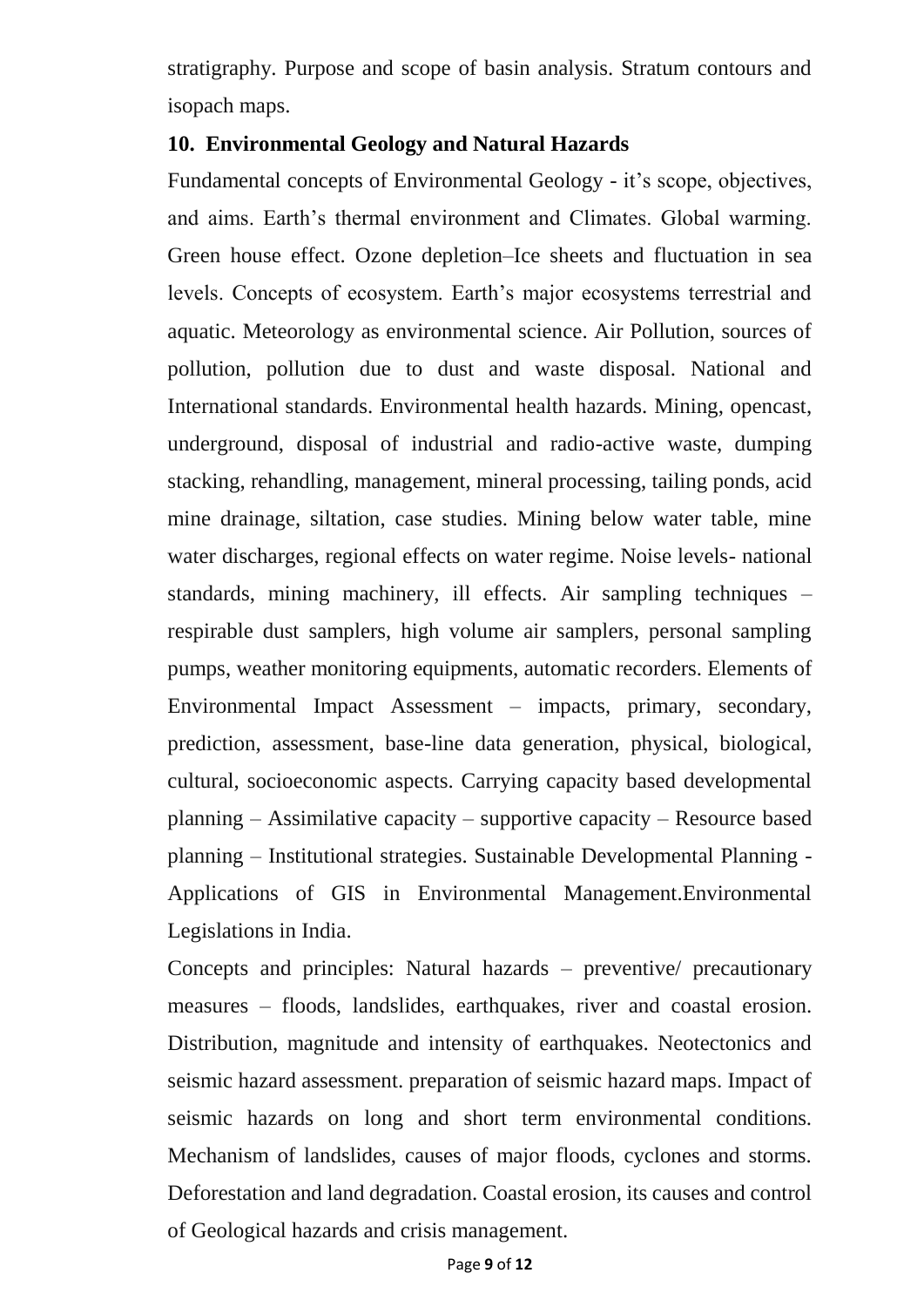stratigraphy. Purpose and scope of basin analysis. Stratum contours and isopach maps.

**10. Environmental Geology and Natural Hazards**

Fundamental concepts of Environmental Geology - it's scope, objectives, and aims. Earth's thermal environment and Climates. Global warming. Green house effect. Ozone depletion–Ice sheets and fluctuation in sea levels. Concepts of ecosystem. Earth's major ecosystems terrestrial and aquatic. Meteorology as environmental science. Air Pollution, sources of pollution, pollution due to dust and waste disposal. National and International standards. Environmental health hazards. Mining, opencast, underground, disposal of industrial and radio-active waste, dumping stacking, rehandling, management, mineral processing, tailing ponds, acid mine drainage, siltation, case studies. Mining below water table, mine water discharges, regional effects on water regime. Noise levels- national standards, mining machinery, ill effects. Air sampling techniques – respirable dust samplers, high volume air samplers, personal sampling pumps, weather monitoring equipments, automatic recorders. Elements of Environmental Impact Assessment – impacts, primary, secondary, prediction, assessment, base-line data generation, physical, biological, cultural, socioeconomic aspects. Carrying capacity based developmental planning – Assimilative capacity – supportive capacity – Resource based planning – Institutional strategies. Sustainable Developmental Planning - Applications of GIS in Environmental Management.Environmental Legislations in India.

Concepts and principles: Natural hazards – preventive/ precautionary measures – floods, landslides, earthquakes, river and coastal erosion. Distribution, magnitude and intensity of earthquakes. Neotectonics and seismic hazard assessment. preparation of seismic hazard maps. Impact of seismic hazards on long and short term environmental conditions. Mechanism of landslides, causes of major floods, cyclones and storms. Deforestation and land degradation. Coastal erosion, its causes and control of Geological hazards and crisis management.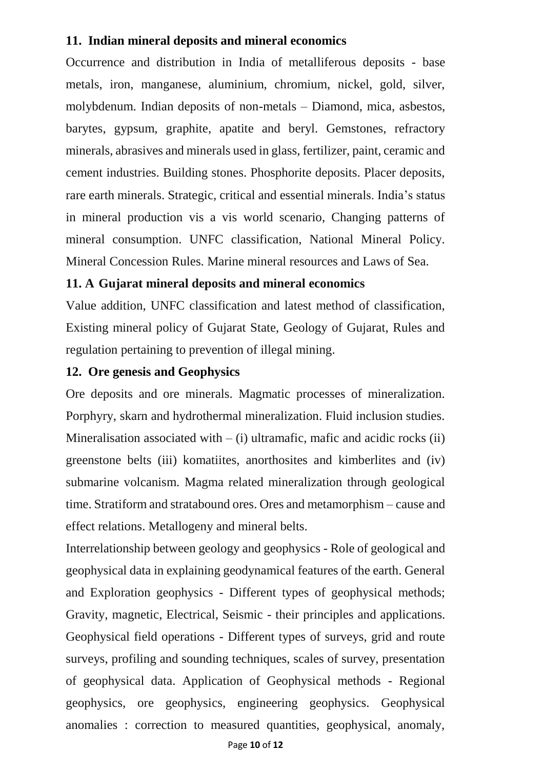### 11. Indian mineral deposits and mineral economics

Occurrence and distribution in India of metalliferous deposits - base metals, iron, manganese, aluminium, chromium, nickel, gold, silver, molybdenum. Indian deposits of non-metals – Diamond, mica, asbestos, barytes, gypsum, graphite, apatite and beryl. Gemstones, refractory minerals, abrasives and minerals used in glass, fertilizer, paint, ceramic and cement industries. Building stones. Phosphorite deposits. Placer deposits, rare earth minerals. Strategic, critical and essential minerals. India's status in mineral production vis a vis world scenario, Changing patterns of mineral consumption. UNFC classification, National Mineral Policy. Mineral Concession Rules. Marine mineral resources and Laws of Sea.

### 11. A Gujarat mineral deposits and mineral economics

Value addition, UNFC classification and latest method of classification, Existing mineral policy of Gujarat State, Geology of Gujarat, Rules and regulation pertaining to prevention of illegal mining.

### 12. Ore genesis and Geophysics

Ore deposits and ore minerals. Magmatic processes of mineralization. Porphyry, skarn and hydrothermal mineralization. Fluid inclusion studies. Mineralisation associated with – (i) ultramafic, mafic and acidic rocks (ii) greenstone belts (iii) komatiites, anorthosites and kimberlites and (iv) submarine volcanism. Magma related mineralization through geological time. Stratiform and stratabound ores. Ores and metamorphism – cause and effect relations. Metallogeny and mineral belts.

Interrelationship between geology and geophysics - Role of geological and geophysical data in explaining geodynamical features of the earth. General and Exploration geophysics - Different types of geophysical methods; Gravity, magnetic, Electrical, Seismic - their principles and applications. Geophysical field operations - Different types of surveys, grid and route surveys, profiling and sounding techniques, scales of survey, presentation of geophysical data. Application of Geophysical methods - Regional geophysics, ore geophysics, engineering geophysics. Geophysical anomalies : correction to measured quantities, geophysical, anomaly,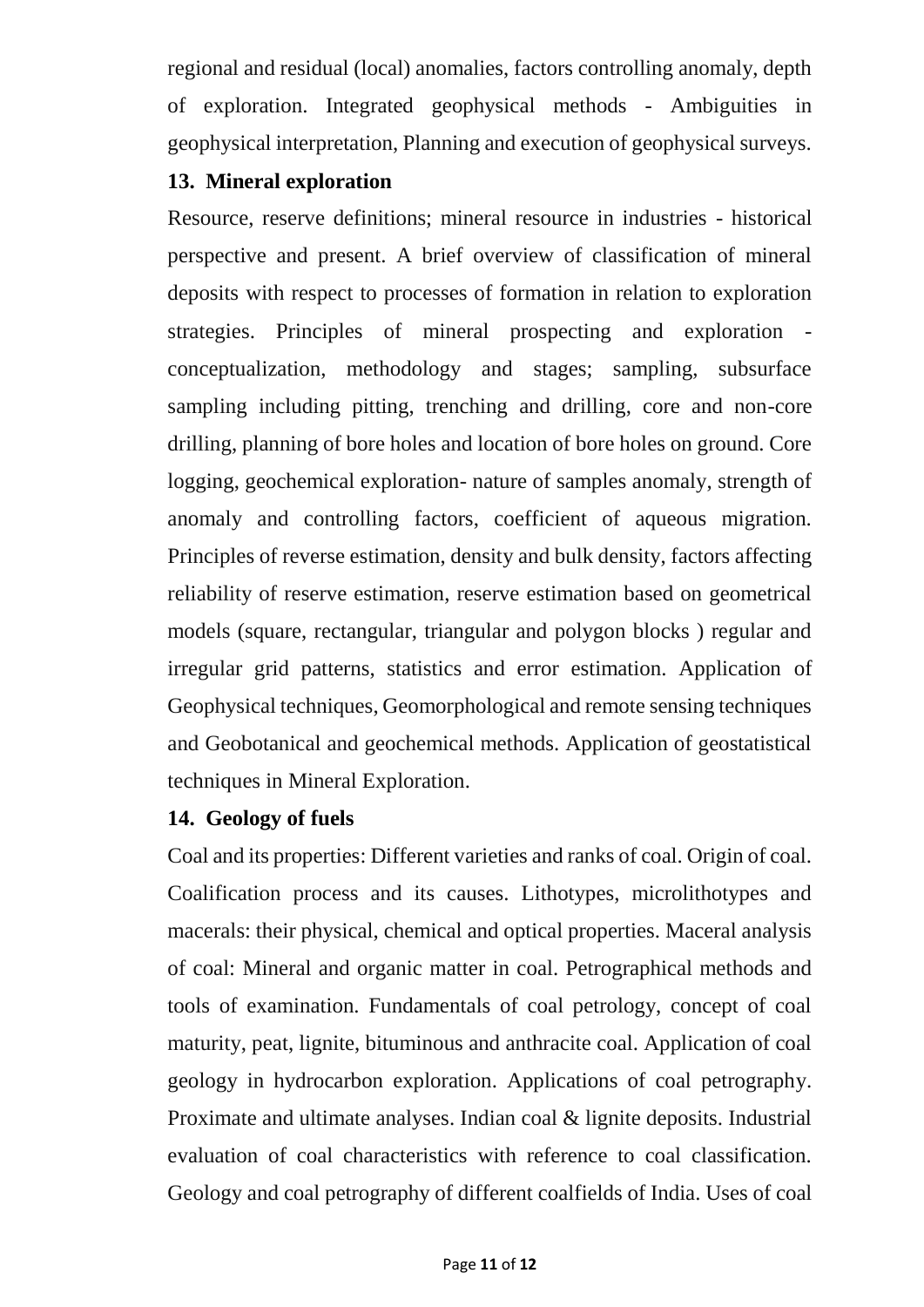regional and residual (local) anomalies, factors controlling anomaly, depth of exploration. Integrated geophysical methods - Ambiguities in geophysical interpretation, Planning and execution of geophysical surveys.

### 13. Mineral exploration

Resource, reserve definitions; mineral resource in industries - historical perspective and present. A brief overview of classification of mineral deposits with respect to processes of formation in relation to exploration strategies. Principles of mineral prospecting and exploration - conceptualization, methodology and stages; sampling, subsurface sampling including pitting, trenching and drilling, core and non-core drilling, planning of bore holes and location of bore holes on ground. Core logging, geochemical exploration- nature of samples anomaly, strength of anomaly and controlling factors, coefficient of aqueous migration. Principles of reverse estimation, density and bulk density, factors affecting reliability of reserve estimation, reserve estimation based on geometrical models (square, rectangular, triangular and polygon blocks ) regular and irregular grid patterns, statistics and error estimation. Application of Geophysical techniques, Geomorphological and remote sensing techniques and Geobotanical and geochemical methods. Application of geostatistical techniques in Mineral Exploration.

### 14. Geology of fuels

Coal and its properties: Different varieties and ranks of coal. Origin of coal. Coalification process and its causes. Lithotypes, microlithotypes and macerals: their physical, chemical and optical properties. Maceral analysis of coal: Mineral and organic matter in coal. Petrographical methods and tools of examination. Fundamentals of coal petrology, concept of coal maturity, peat, lignite, bituminous and anthracite coal. Application of coal geology in hydrocarbon exploration. Applications of coal petrography. Proximate and ultimate analyses. Indian coal & lignite deposits. Industrial evaluation of coal characteristics with reference to coal classification. Geology and coal petrography of different coalfields of India. Uses of coal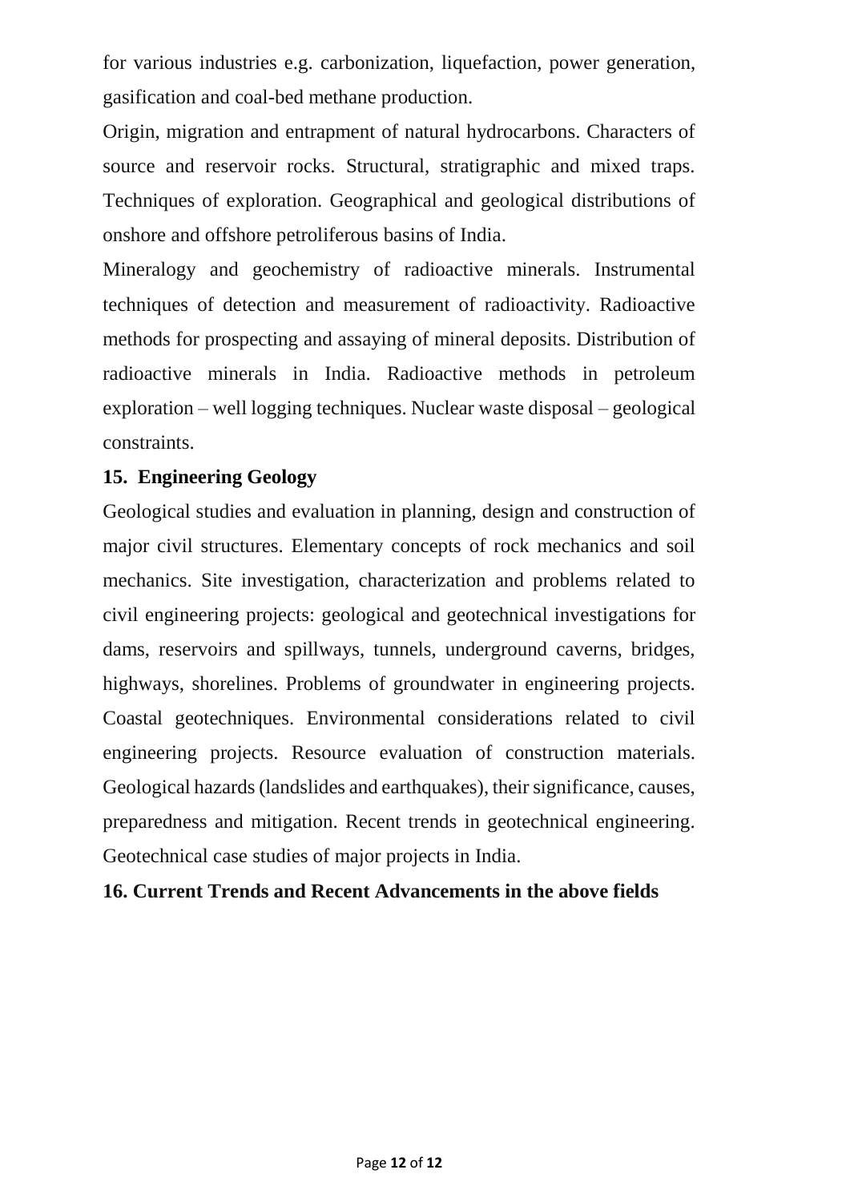for various industries e.g. carbonization, liquefaction, power generation, gasification and coal-bed methane production.

Origin, migration and entrapment of natural hydrocarbons. Characters of source and reservoir rocks. Structural, stratigraphic and mixed traps. Techniques of exploration. Geographical and geological distributions of onshore and offshore petroliferous basins of India.

Mineralogy and geochemistry of radioactive minerals. Instrumental techniques of detection and measurement of radioactivity. Radioactive methods for prospecting and assaying of mineral deposits. Distribution of radioactive minerals in India. Radioactive methods in petroleum exploration – well logging techniques. Nuclear waste disposal – geological constraints.

**15. Engineering Geology**

Geological studies and evaluation in planning, design and construction of major civil structures. Elementary concepts of rock mechanics and soil mechanics. Site investigation, characterization and problems related to civil engineering projects: geological and geotechnical investigations for dams, reservoirs and spillways, tunnels, underground caverns, bridges, highways, shorelines. Problems of groundwater in engineering projects. Coastal geotechniques. Environmental considerations related to civil engineering projects. Resource evaluation of construction materials. Geological hazards (landslides and earthquakes), their significance, causes, preparedness and mitigation. Recent trends in geotechnical engineering. Geotechnical case studies of major projects in India.

**16. Current Trends and Recent Advancements in the above fields**